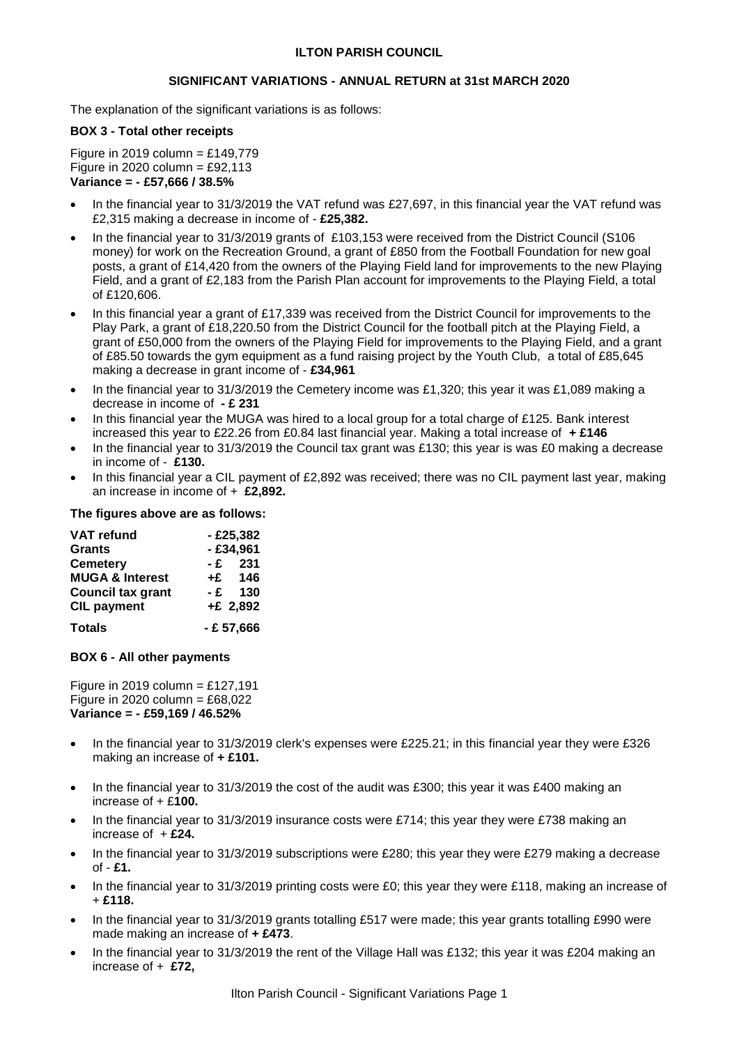# ILTON PARISH COUNCIL

## SIGNIFICANT VARIATIONS - ANNUAL RETURN at 31st MARCH 2020

The explanation of the significant variations is as follows:

### BOX 3 - Total other receipts

Figure in 2019 column = £149,779
Figure in 2020 column = £92,113
**Variance = - £57,666 / 38.5%**

- In the financial year to 31/3/2019 the VAT refund was £27,697, in this financial year the VAT refund was £2,315 making a decrease in income of - **£25,382.**
- In the financial year to 31/3/2019 grants of £103,153 were received from the District Council (S106 money) for work on the Recreation Ground, a grant of £850 from the Football Foundation for new goal posts, a grant of £14,420 from the owners of the Playing Field land for improvements to the new Playing Field, and a grant of £2,183 from the Parish Plan account for improvements to the Playing Field, a total of £120,606.
- In this financial year a grant of £17,339 was received from the District Council for improvements to the Play Park, a grant of £18,220.50 from the District Council for the football pitch at the Playing Field, a grant of £50,000 from the owners of the Playing Field for improvements to the Playing Field, and a grant of £85.50 towards the gym equipment as a fund raising project by the Youth Club, a total of £85,645 making a decrease in grant income of - **£34,961**
- In the financial year to 31/3/2019 the Cemetery income was £1,320; this year it was £1,089 making a decrease in income of **- £ 231**
- In this financial year the MUGA was hired to a local group for a total charge of £125. Bank interest increased this year to £22.26 from £0.84 last financial year. Making a total increase of **+ £146**
- In the financial year to 31/3/2019 the Council tax grant was £130; this year is was £0 making a decrease in income of - **£130.**
- In this financial year a CIL payment of £2,892 was received; there was no CIL payment last year, making an increase in income of + **£2,892.**

**The figures above are as follows:**

| | |
|---|---|
| **VAT refund** | **- £25,382** |
| **Grants** | **- £34,961** |
| **Cemetery** | **- £ 231** |
| **MUGA & Interest** | **+£ 146** |
| **Council tax grant** | **- £ 130** |
| **CIL payment** | **+£ 2,892** |
| **Totals** | **- £ 57,666** |

### BOX 6 - All other payments

Figure in 2019 column = £127,191
Figure in 2020 column = £68,022
**Variance = - £59,169 / 46.52%**

- In the financial year to 31/3/2019 clerk's expenses were £225.21; in this financial year they were £326 making an increase of **+ £101.**
- In the financial year to 31/3/2019 the cost of the audit was £300; this year it was £400 making an increase of + £**100.**
- In the financial year to 31/3/2019 insurance costs were £714; this year they were £738 making an increase of + **£24.**
- In the financial year to 31/3/2019 subscriptions were £280; this year they were £279 making a decrease of - **£1.**
- In the financial year to 31/3/2019 printing costs were £0; this year they were £118, making an increase of + **£118.**
- In the financial year to 31/3/2019 grants totalling £517 were made; this year grants totalling £990 were made making an increase of **+ £473**.
- In the financial year to 31/3/2019 the rent of the Village Hall was £132; this year it was £204 making an increase of + **£72,**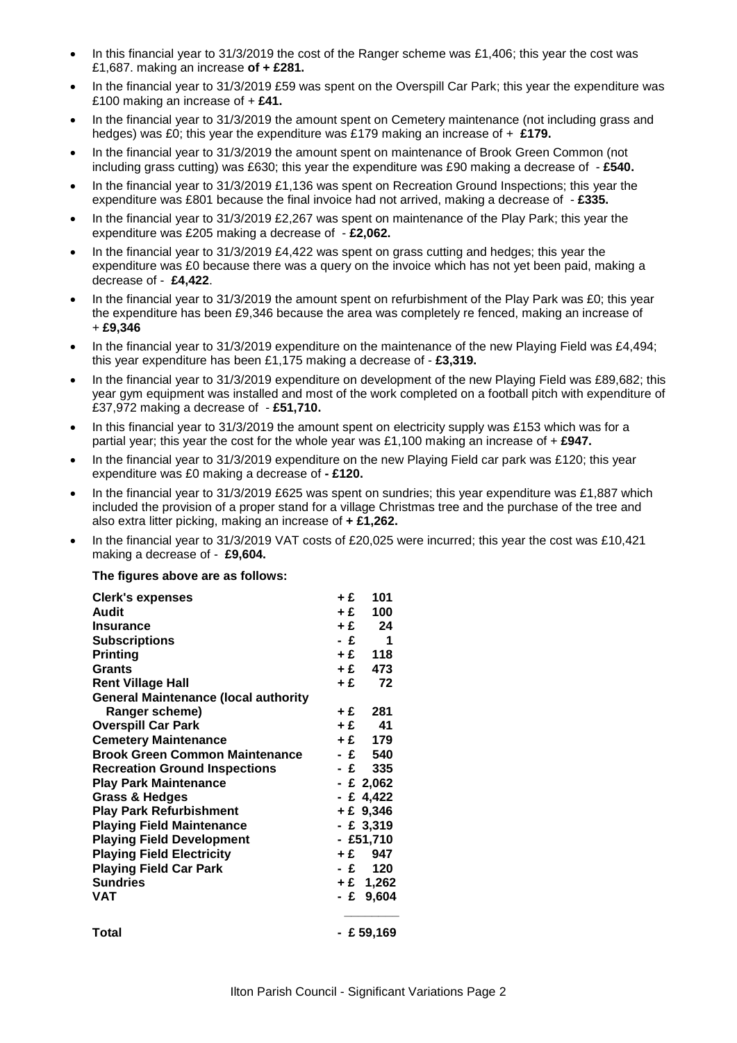- In this financial year to 31/3/2019 the cost of the Ranger scheme was £1,406; this year the cost was £1,687. making an increase **of + £281.**
- In the financial year to 31/3/2019 £59 was spent on the Overspill Car Park; this year the expenditure was £100 making an increase of + **£41.**
- In the financial year to 31/3/2019 the amount spent on Cemetery maintenance (not including grass and hedges) was £0; this year the expenditure was £179 making an increase of + **£179.**
- In the financial year to 31/3/2019 the amount spent on maintenance of Brook Green Common (not including grass cutting) was £630; this year the expenditure was £90 making a decrease of - **£540.**
- In the financial year to 31/3/2019 £1,136 was spent on Recreation Ground Inspections; this year the expenditure was £801 because the final invoice had not arrived, making a decrease of - **£335.**
- In the financial year to 31/3/2019 £2,267 was spent on maintenance of the Play Park; this year the expenditure was £205 making a decrease of - **£2,062.**
- In the financial year to 31/3/2019 £4,422 was spent on grass cutting and hedges; this year the expenditure was £0 because there was a query on the invoice which has not yet been paid, making a decrease of - **£4,422**.
- In the financial year to 31/3/2019 the amount spent on refurbishment of the Play Park was £0; this year the expenditure has been £9,346 because the area was completely re fenced, making an increase of + **£9,346**
- In the financial year to 31/3/2019 expenditure on the maintenance of the new Playing Field was £4,494; this year expenditure has been £1,175 making a decrease of - **£3,319.**
- In the financial year to 31/3/2019 expenditure on development of the new Playing Field was £89,682; this year gym equipment was installed and most of the work completed on a football pitch with expenditure of £37,972 making a decrease of - **£51,710.**
- In this financial year to 31/3/2019 the amount spent on electricity supply was £153 which was for a partial year; this year the cost for the whole year was £1,100 making an increase of + **£947.**
- In the financial year to 31/3/2019 expenditure on the new Playing Field car park was £120; this year expenditure was £0 making a decrease of **- £120.**
- In the financial year to 31/3/2019 £625 was spent on sundries; this year expenditure was £1,887 which included the provision of a proper stand for a village Christmas tree and the purchase of the tree and also extra litter picking, making an increase of **+ £1,262.**
- In the financial year to 31/3/2019 VAT costs of £20,025 were incurred; this year the cost was £10,421 making a decrease of - **£9,604.**

**The figures above are as follows:**

| | |
|---|---|
| **Clerk's expenses** | **+ £ 101** |
| **Audit** | **+ £ 100** |
| **Insurance** | **+ £ 24** |
| **Subscriptions** | **- £ 1** |
| **Printing** | **+ £ 118** |
| **Grants** | **+ £ 473** |
| **Rent Village Hall** | **+ £ 72** |
| **General Maintenance (local authority Ranger scheme)** | **+ £ 281** |
| **Overspill Car Park** | **+ £ 41** |
| **Cemetery Maintenance** | **+ £ 179** |
| **Brook Green Common Maintenance** | **- £ 540** |
| **Recreation Ground Inspections** | **- £ 335** |
| **Play Park Maintenance** | **- £ 2,062** |
| **Grass & Hedges** | **- £ 4,422** |
| **Play Park Refurbishment** | **+ £ 9,346** |
| **Playing Field Maintenance** | **- £ 3,319** |
| **Playing Field Development** | **- £51,710** |
| **Playing Field Electricity** | **+ £ 947** |
| **Playing Field Car Park** | **- £ 120** |
| **Sundries** | **+ £ 1,262** |
| **VAT** | **- £ 9,604** |
| **Total** | **- £ 59,169** |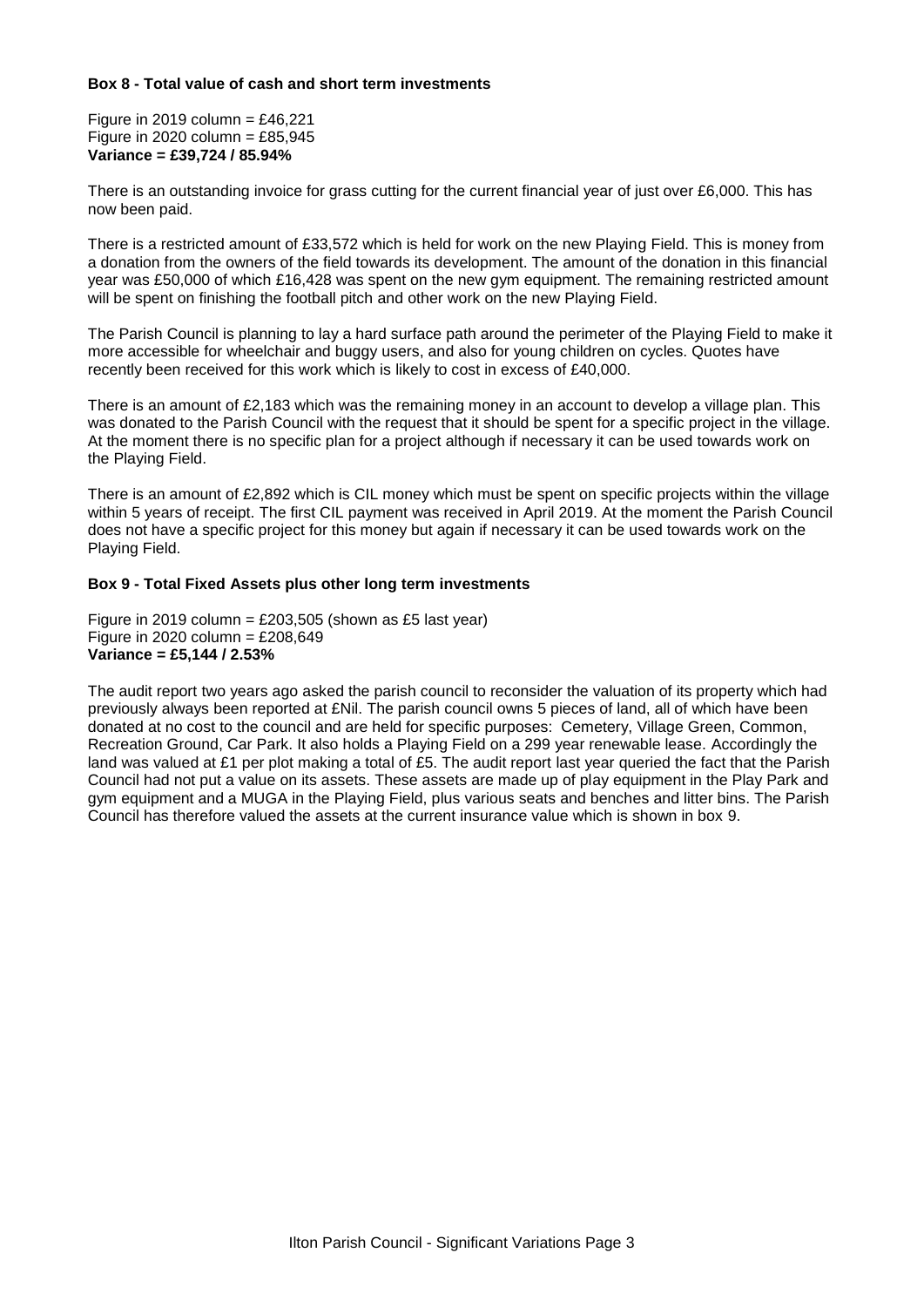**Box 8 - Total value of cash and short term investments**

Figure in 2019 column = £46,221
Figure in 2020 column = £85,945
**Variance = £39,724 / 85.94%**

There is an outstanding invoice for grass cutting for the current financial year of just over £6,000. This has now been paid.

There is a restricted amount of £33,572 which is held for work on the new Playing Field. This is money from a donation from the owners of the field towards its development. The amount of the donation in this financial year was £50,000 of which £16,428 was spent on the new gym equipment. The remaining restricted amount will be spent on finishing the football pitch and other work on the new Playing Field.

The Parish Council is planning to lay a hard surface path around the perimeter of the Playing Field to make it more accessible for wheelchair and buggy users, and also for young children on cycles. Quotes have recently been received for this work which is likely to cost in excess of £40,000.

There is an amount of £2,183 which was the remaining money in an account to develop a village plan. This was donated to the Parish Council with the request that it should be spent for a specific project in the village. At the moment there is no specific plan for a project although if necessary it can be used towards work on the Playing Field.

There is an amount of £2,892 which is CIL money which must be spent on specific projects within the village within 5 years of receipt. The first CIL payment was received in April 2019. At the moment the Parish Council does not have a specific project for this money but again if necessary it can be used towards work on the Playing Field.

**Box 9 - Total Fixed Assets plus other long term investments**

Figure in 2019 column = £203,505 (shown as £5 last year)
Figure in 2020 column = £208,649
**Variance = £5,144 / 2.53%**

The audit report two years ago asked the parish council to reconsider the valuation of its property which had previously always been reported at £Nil. The parish council owns 5 pieces of land, all of which have been donated at no cost to the council and are held for specific purposes: Cemetery, Village Green, Common, Recreation Ground, Car Park. It also holds a Playing Field on a 299 year renewable lease. Accordingly the land was valued at £1 per plot making a total of £5. The audit report last year queried the fact that the Parish Council had not put a value on its assets. These assets are made up of play equipment in the Play Park and gym equipment and a MUGA in the Playing Field, plus various seats and benches and litter bins. The Parish Council has therefore valued the assets at the current insurance value which is shown in box 9.